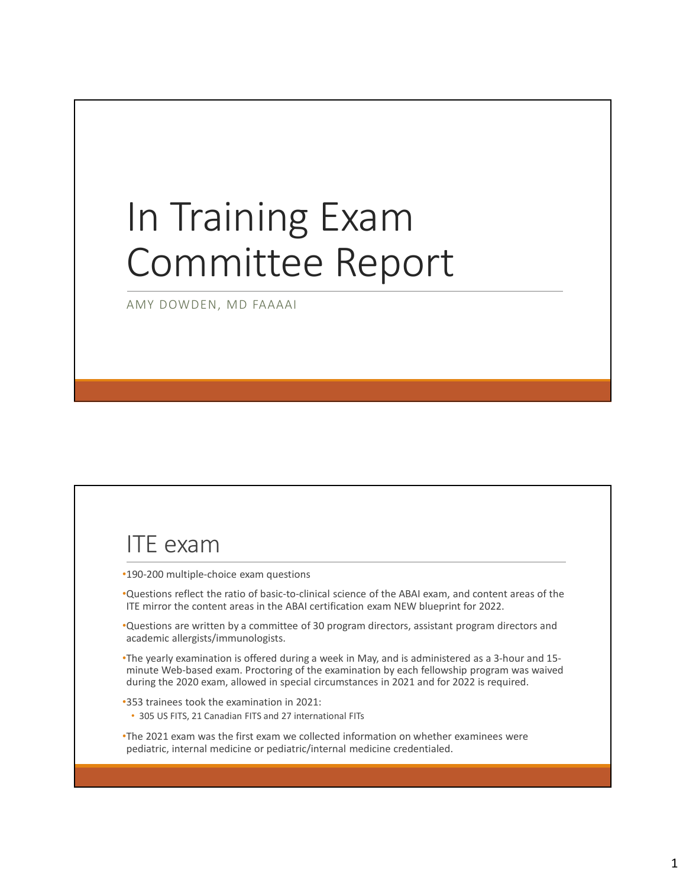# In Training Exam Committee Report

AMY DOWDEN, MD FAAAAI

## ITE exam

- 190-200 multiple-choice exam questions
- Questions reflect the ratio of basic-to-clinical science of the ABAI exam, and content areas of the ITE mirror the content areas in the ABAI certification exam NEW blueprint for 2022.
- Questions are written by a committee of 30 program directors, assistant program directors and academic allergists/immunologists.
- The yearly examination is offered during a week in May, and is administered as a 3-hour and 15-minute Web-based exam. Proctoring of the examination by each fellowship program was waived during the 2020 exam, allowed in special circumstances in 2021 and for 2022 is required.
- 353 trainees took the examination in 2021:
  - 305 US FITS, 21 Canadian FITS and 27 international FITs
- The 2021 exam was the first exam we collected information on whether examinees were pediatric, internal medicine or pediatric/internal medicine credentialed.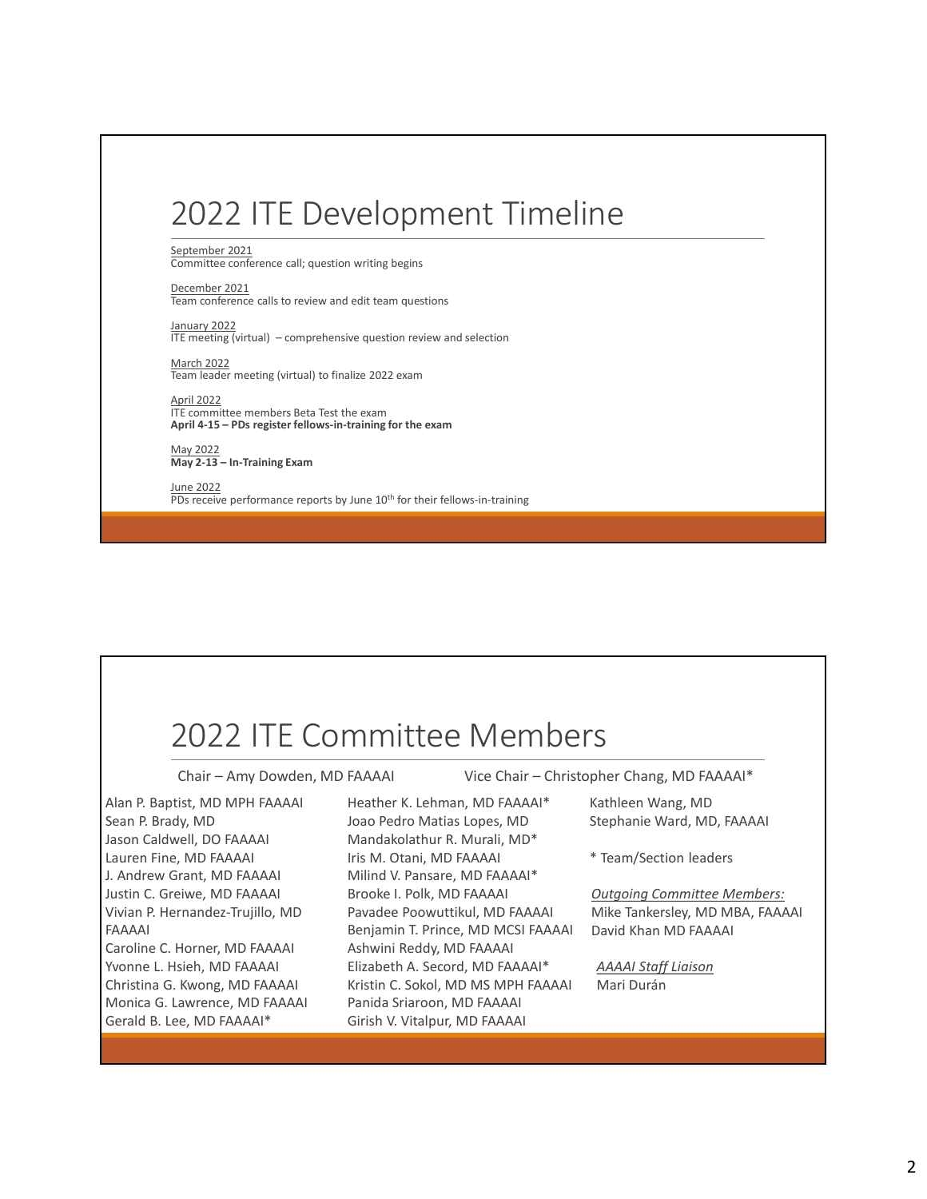# 2022 ITE Development Timeline

September 2021
Committee conference call; question writing begins

December 2021
Team conference calls to review and edit team questions

January 2022
ITE meeting (virtual) – comprehensive question review and selection

March 2022
Team leader meeting (virtual) to finalize 2022 exam

April 2022
ITE committee members Beta Test the exam
**April 4-15 – PDs register fellows-in-training for the exam**

May 2022
**May 2-13 – In-Training Exam**

June 2022
PDs receive performance reports by June 10th for their fellows-in-training

# 2022 ITE Committee Members

Chair – Amy Dowden, MD FAAAAI

Vice Chair – Christopher Chang, MD FAAAAI*

Alan P. Baptist, MD MPH FAAAAI
Sean P. Brady, MD
Jason Caldwell, DO FAAAAI
Lauren Fine, MD FAAAAI
J. Andrew Grant, MD FAAAAI
Justin C. Greiwe, MD FAAAAI
Vivian P. Hernandez-Trujillo, MD FAAAAI
Caroline C. Horner, MD FAAAAI
Yvonne L. Hsieh, MD FAAAAI
Christina G. Kwong, MD FAAAAI
Monica G. Lawrence, MD FAAAAI
Gerald B. Lee, MD FAAAAI*
Heather K. Lehman, MD FAAAAI*
Joao Pedro Matias Lopes, MD
Mandakolathur R. Murali, MD*
Iris M. Otani, MD FAAAAI
Milind V. Pansare, MD FAAAAI*
Brooke I. Polk, MD FAAAAI
Pavadee Poowuttikul, MD FAAAAI
Benjamin T. Prince, MD MCSI FAAAAI
Ashwini Reddy, MD FAAAAI
Elizabeth A. Secord, MD FAAAAI*
Kristin C. Sokol, MD MS MPH FAAAAI
Panida Sriaroon, MD FAAAAI
Girish V. Vitalpur, MD FAAAAI
Kathleen Wang, MD
Stephanie Ward, MD, FAAAAI

* Team/Section leaders

*Outgoing Committee Members:*
Mike Tankersley, MD MBA, FAAAAI
David Khan MD FAAAAI

*AAAAI Staff Liaison*
Mari Durán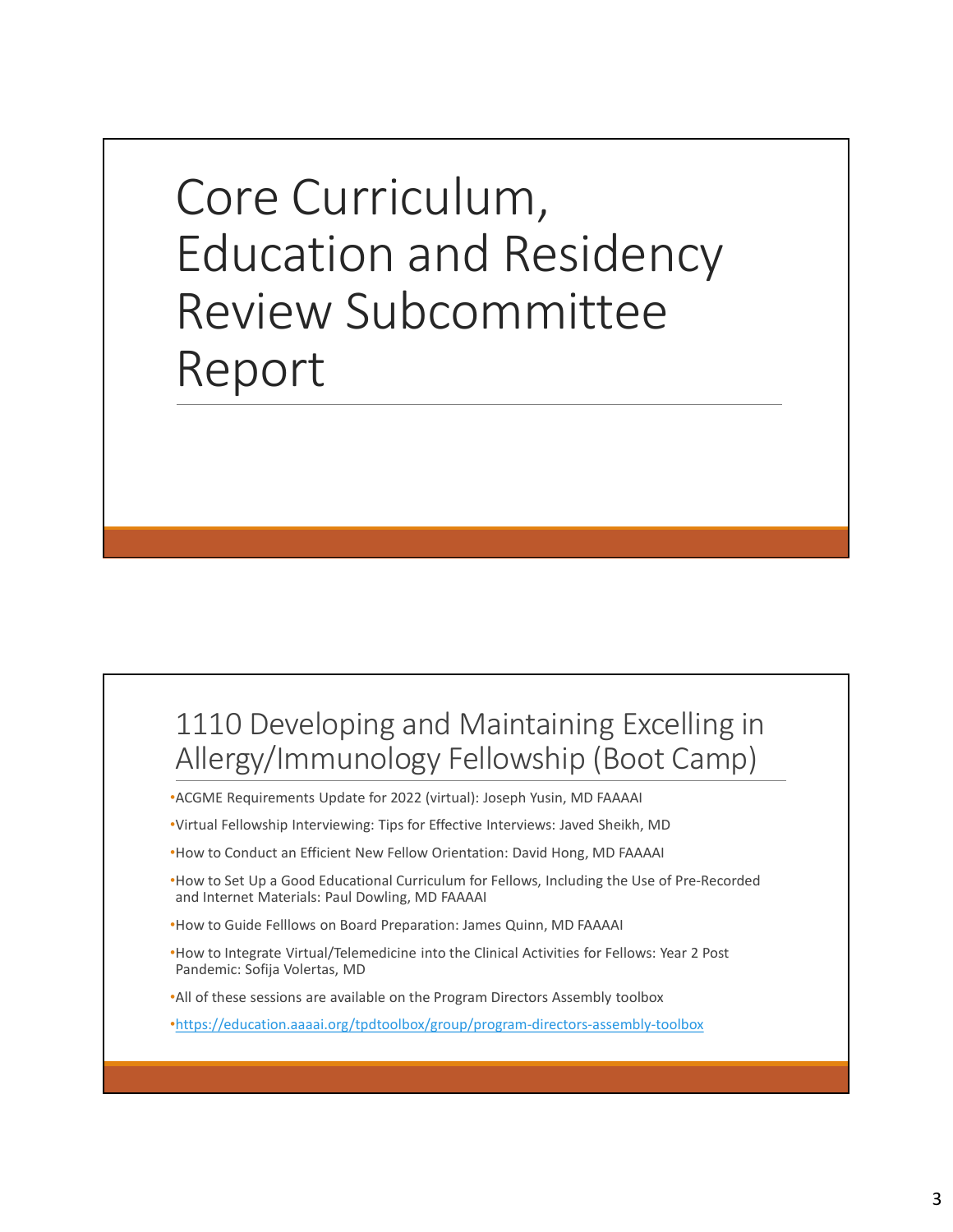# Core Curriculum, Education and Residency Review Subcommittee Report

## 1110 Developing and Maintaining Excelling in Allergy/Immunology Fellowship (Boot Camp)

- ACGME Requirements Update for 2022 (virtual): Joseph Yusin, MD FAAAAI
- Virtual Fellowship Interviewing: Tips for Effective Interviews: Javed Sheikh, MD
- How to Conduct an Efficient New Fellow Orientation: David Hong, MD FAAAAI
- How to Set Up a Good Educational Curriculum for Fellows, Including the Use of Pre-Recorded and Internet Materials: Paul Dowling, MD FAAAAI
- How to Guide Felllows on Board Preparation: James Quinn, MD FAAAAI
- How to Integrate Virtual/Telemedicine into the Clinical Activities for Fellows: Year 2 Post Pandemic: Sofija Volertas, MD
- All of these sessions are available on the Program Directors Assembly toolbox
- https://education.aaaai.org/tpdtoolbox/group/program-directors-assembly-toolbox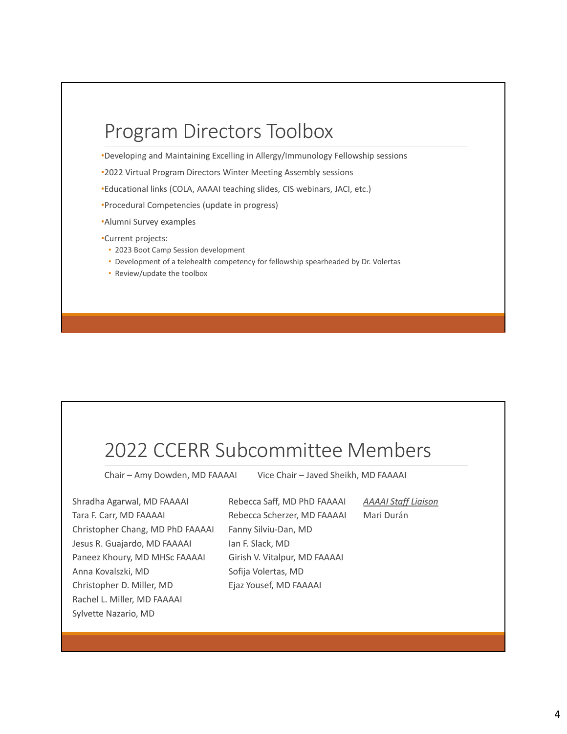## Program Directors Toolbox

- Developing and Maintaining Excelling in Allergy/Immunology Fellowship sessions
- 2022 Virtual Program Directors Winter Meeting Assembly sessions
- Educational links (COLA, AAAAI teaching slides, CIS webinars, JACI, etc.)
- Procedural Competencies (update in progress)
- Alumni Survey examples
- Current projects:
  - 2023 Boot Camp Session development
  - Development of a telehealth competency for fellowship spearheaded by Dr. Volertas
  - Review/update the toolbox

## 2022 CCERR Subcommittee Members

Chair – Amy Dowden, MD FAAAAI    Vice Chair – Javed Sheikh, MD FAAAAI

Shradha Agarwal, MD FAAAAI
Tara F. Carr, MD FAAAAI
Christopher Chang, MD PhD FAAAAI
Jesus R. Guajardo, MD FAAAAI
Paneez Khoury, MD MHSc FAAAAI
Anna Kovalszki, MD
Christopher D. Miller, MD
Rachel L. Miller, MD FAAAAI
Sylvette Nazario, MD
Rebecca Saff, MD PhD FAAAAI
Rebecca Scherzer, MD FAAAAI
Fanny Silviu-Dan, MD
Ian F. Slack, MD
Girish V. Vitalpur, MD FAAAAI
Sofija Volertas, MD
Ejaz Yousef, MD FAAAAI

*AAAAI Staff Liaison*
Mari Durán